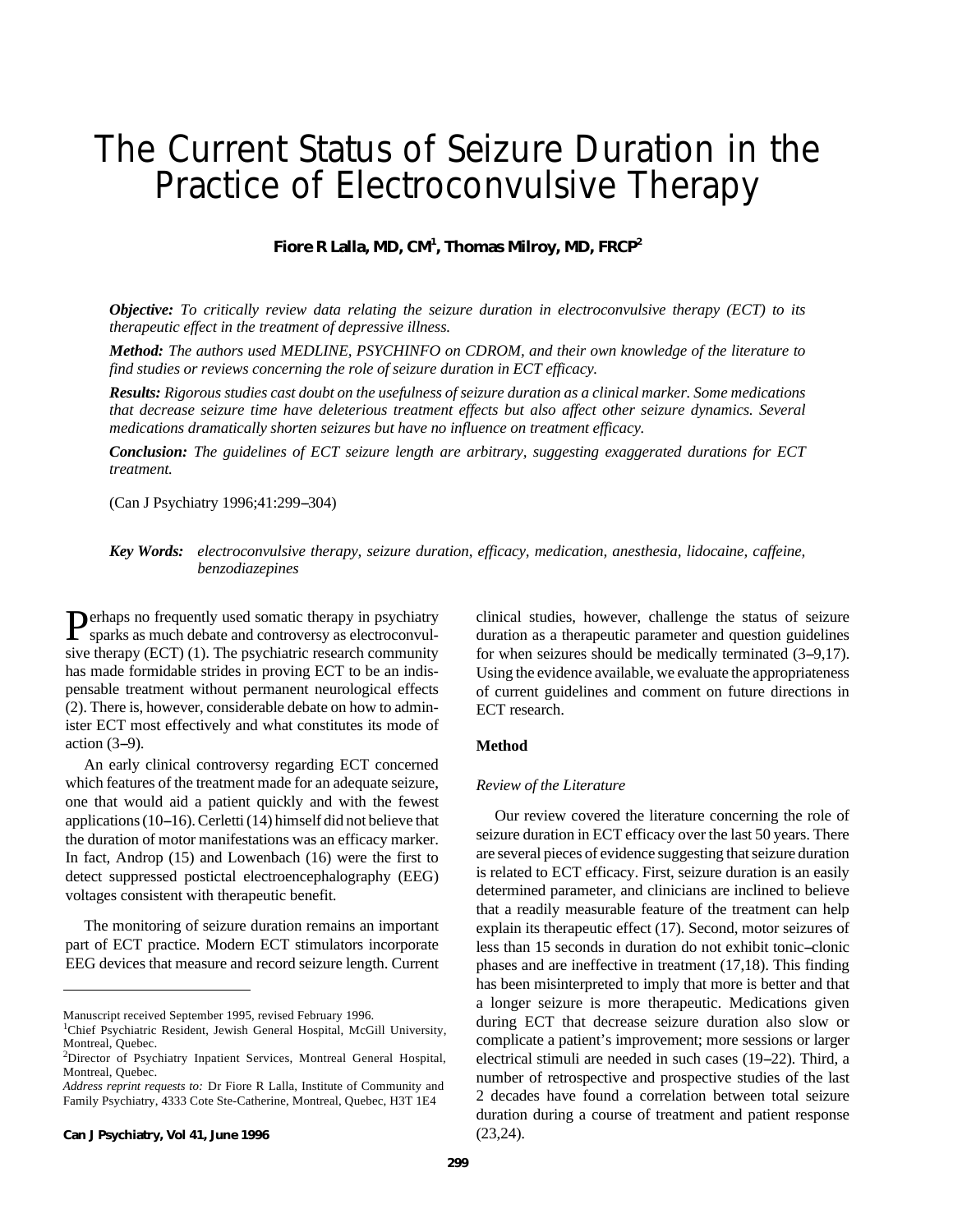# The Current Status of Seizure Duration in the Practice of Electroconvulsive Therapy

**Fiore R Lalla, MD, CM[1], Thomas Milroy, MD, FRCP[2]**

***Objective:*** *To critically review data relating the seizure duration in electroconvulsive therapy (ECT) to its therapeutic effect in the treatment of depressive illness.*

***Method:*** *The authors used MEDLINE, PSYCHINFO on CDROM, and their own knowledge of the literature to find studies or reviews concerning the role of seizure duration in ECT efficacy.*

***Results:*** *Rigorous studies cast doubt on the usefulness of seizure duration as a clinical marker. Some medications that decrease seizure time have deleterious treatment effects but also affect other seizure dynamics. Several medications dramatically shorten seizures but have no influence on treatment efficacy.*

***Conclusion:*** *The guidelines of ECT seizure length are arbitrary, suggesting exaggerated durations for ECT treatment.*

(Can J Psychiatry 1996;41:299–304)

***Key Words:*** *electroconvulsive therapy, seizure duration, efficacy, medication, anesthesia, lidocaine, caffeine, benzodiazepines*

Perhaps no frequently used somatic therapy in psychiatry sparks as much debate and controversy as electroconvulsive therapy (ECT) (1). The psychiatric research community has made formidable strides in proving ECT to be an indispensable treatment without permanent neurological effects (2). There is, however, considerable debate on how to administer ECT most effectively and what constitutes its mode of action (3–9).

An early clinical controversy regarding ECT concerned which features of the treatment made for an adequate seizure, one that would aid a patient quickly and with the fewest applications (10–16). Cerletti (14) himself did not believe that the duration of motor manifestations was an efficacy marker. In fact, Androp (15) and Lowenbach (16) were the first to detect suppressed postictal electroencephalography (EEG) voltages consistent with therapeutic benefit.

The monitoring of seizure duration remains an important part of ECT practice. Modern ECT stimulators incorporate EEG devices that measure and record seizure length. Current clinical studies, however, challenge the status of seizure duration as a therapeutic parameter and question guidelines for when seizures should be medically terminated (3–9,17). Using the evidence available, we evaluate the appropriateness of current guidelines and comment on future directions in ECT research.

## Method

### Review of the Literature

Our review covered the literature concerning the role of seizure duration in ECT efficacy over the last 50 years. There are several pieces of evidence suggesting that seizure duration is related to ECT efficacy. First, seizure duration is an easily determined parameter, and clinicians are inclined to believe that a readily measurable feature of the treatment can help explain its therapeutic effect (17). Second, motor seizures of less than 15 seconds in duration do not exhibit tonic–clonic phases and are ineffective in treatment (17,18). This finding has been misinterpreted to imply that more is better and that a longer seizure is more therapeutic. Medications given during ECT that decrease seizure duration also slow or complicate a patient's improvement; more sessions or larger electrical stimuli are needed in such cases (19–22). Third, a number of retrospective and prospective studies of the last 2 decades have found a correlation between total seizure duration during a course of treatment and patient response (23,24).

---

Manuscript received September 1995, revised February 1996.

[1]Chief Psychiatric Resident, Jewish General Hospital, McGill University, Montreal, Quebec.

[2]Director of Psychiatry Inpatient Services, Montreal General Hospital, Montreal, Quebec.

*Address reprint requests to:* Dr Fiore R Lalla, Institute of Community and Family Psychiatry, 4333 Cote Ste-Catherine, Montreal, Quebec, H3T 1E4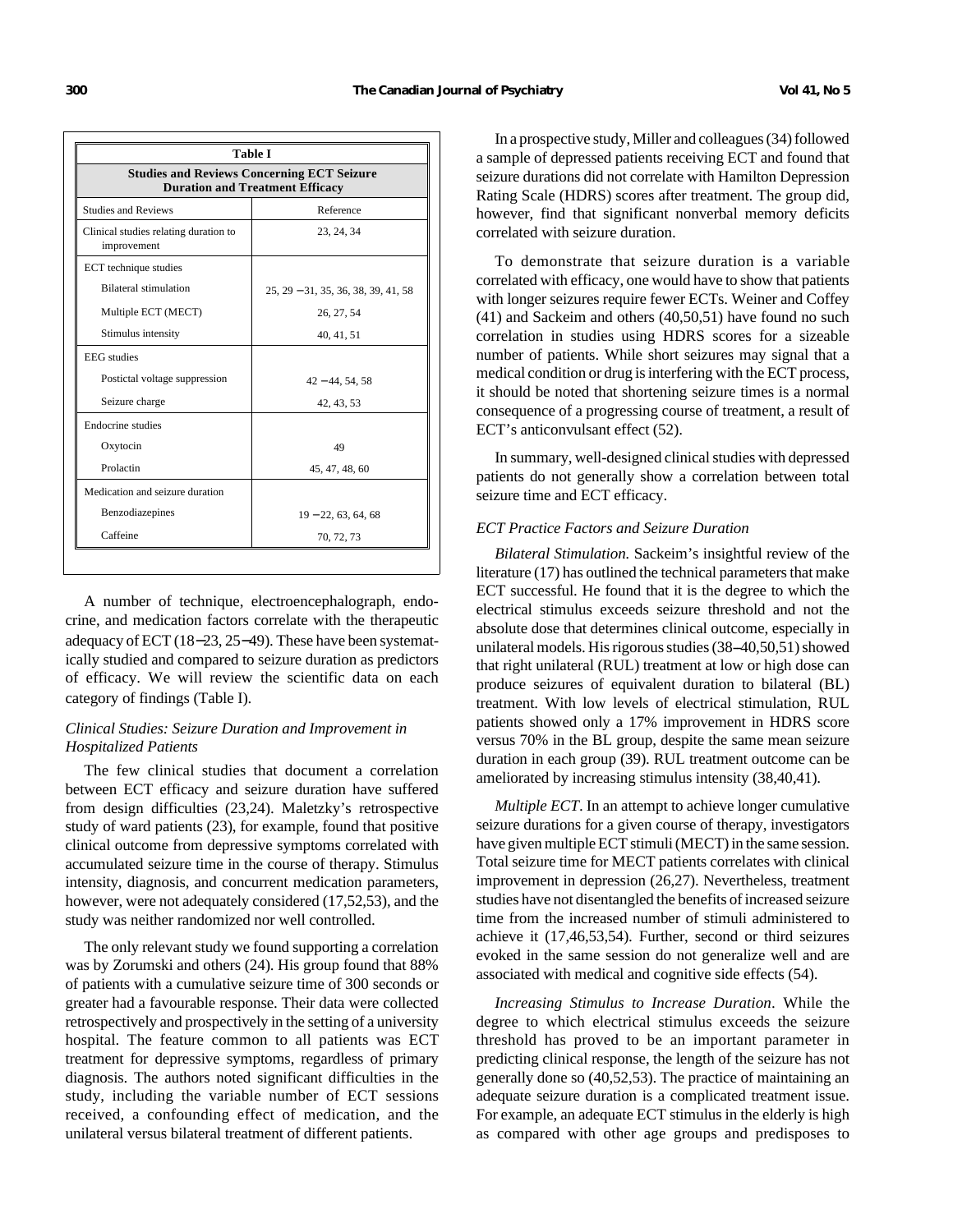**Table I**

**Studies and Reviews Concerning ECT Seizure Duration and Treatment Efficacy**

| Studies and Reviews | Reference |
|---|---|
| Clinical studies relating duration to improvement | 23, 24, 34 |
| ECT technique studies | |
| Bilateral stimulation | 25, 29 − 31, 35, 36, 38, 39, 41, 58 |
| Multiple ECT (MECT) | 26, 27, 54 |
| Stimulus intensity | 40, 41, 51 |
| EEG studies | |
| Postictal voltage suppression | 42 − 44, 54, 58 |
| Seizure charge | 42, 43, 53 |
| Endocrine studies | |
| Oxytocin | 49 |
| Prolactin | 45, 47, 48, 60 |
| Medication and seizure duration | |
| Benzodiazepines | 19 − 22, 63, 64, 68 |
| Caffeine | 70, 72, 73 |

A number of technique, electroencephalograph, endocrine, and medication factors correlate with the therapeutic adequacy of ECT (18−23, 25−49). These have been systematically studied and compared to seizure duration as predictors of efficacy. We will review the scientific data on each category of findings (Table I).

*Clinical Studies: Seizure Duration and Improvement in Hospitalized Patients*

The few clinical studies that document a correlation between ECT efficacy and seizure duration have suffered from design difficulties (23,24). Maletzky's retrospective study of ward patients (23), for example, found that positive clinical outcome from depressive symptoms correlated with accumulated seizure time in the course of therapy. Stimulus intensity, diagnosis, and concurrent medication parameters, however, were not adequately considered (17,52,53), and the study was neither randomized nor well controlled.

The only relevant study we found supporting a correlation was by Zorumski and others (24). His group found that 88% of patients with a cumulative seizure time of 300 seconds or greater had a favourable response. Their data were collected retrospectively and prospectively in the setting of a university hospital. The feature common to all patients was ECT treatment for depressive symptoms, regardless of primary diagnosis. The authors noted significant difficulties in the study, including the variable number of ECT sessions received, a confounding effect of medication, and the unilateral versus bilateral treatment of different patients.

In a prospective study, Miller and colleagues (34) followed a sample of depressed patients receiving ECT and found that seizure durations did not correlate with Hamilton Depression Rating Scale (HDRS) scores after treatment. The group did, however, find that significant nonverbal memory deficits correlated with seizure duration.

To demonstrate that seizure duration is a variable correlated with efficacy, one would have to show that patients with longer seizures require fewer ECTs. Weiner and Coffey (41) and Sackeim and others (40,50,51) have found no such correlation in studies using HDRS scores for a sizeable number of patients. While short seizures may signal that a medical condition or drug is interfering with the ECT process, it should be noted that shortening seizure times is a normal consequence of a progressing course of treatment, a result of ECT's anticonvulsant effect (52).

In summary, well-designed clinical studies with depressed patients do not generally show a correlation between total seizure time and ECT efficacy.

*ECT Practice Factors and Seizure Duration*

*Bilateral Stimulation.* Sackeim's insightful review of the literature (17) has outlined the technical parameters that make ECT successful. He found that it is the degree to which the electrical stimulus exceeds seizure threshold and not the absolute dose that determines clinical outcome, especially in unilateral models. His rigorous studies (38–40,50,51) showed that right unilateral (RUL) treatment at low or high dose can produce seizures of equivalent duration to bilateral (BL) treatment. With low levels of electrical stimulation, RUL patients showed only a 17% improvement in HDRS score versus 70% in the BL group, despite the same mean seizure duration in each group (39). RUL treatment outcome can be ameliorated by increasing stimulus intensity (38,40,41).

*Multiple ECT*. In an attempt to achieve longer cumulative seizure durations for a given course of therapy, investigators have given multiple ECT stimuli (MECT) in the same session. Total seizure time for MECT patients correlates with clinical improvement in depression (26,27). Nevertheless, treatment studies have not disentangled the benefits of increased seizure time from the increased number of stimuli administered to achieve it (17,46,53,54). Further, second or third seizures evoked in the same session do not generalize well and are associated with medical and cognitive side effects (54).

*Increasing Stimulus to Increase Duration*. While the degree to which electrical stimulus exceeds the seizure threshold has proved to be an important parameter in predicting clinical response, the length of the seizure has not generally done so (40,52,53). The practice of maintaining an adequate seizure duration is a complicated treatment issue. For example, an adequate ECT stimulus in the elderly is high as compared with other age groups and predisposes to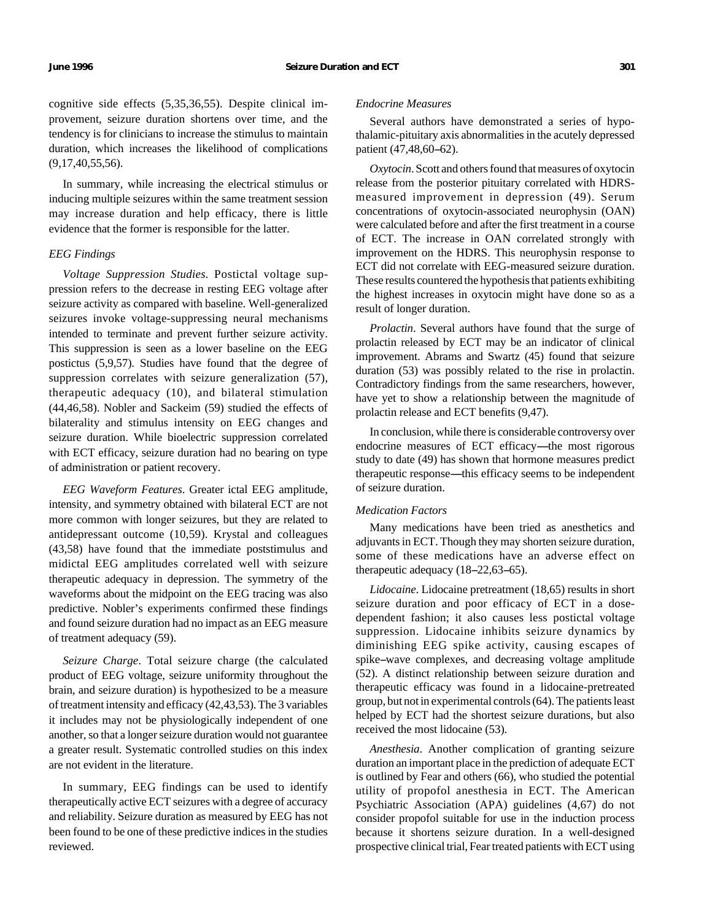cognitive side effects (5,35,36,55). Despite clinical improvement, seizure duration shortens over time, and the tendency is for clinicians to increase the stimulus to maintain duration, which increases the likelihood of complications (9,17,40,55,56).

In summary, while increasing the electrical stimulus or inducing multiple seizures within the same treatment session may increase duration and help efficacy, there is little evidence that the former is responsible for the latter.

### *EEG Findings*

*Voltage Suppression Studies*. Postictal voltage suppression refers to the decrease in resting EEG voltage after seizure activity as compared with baseline. Well-generalized seizures invoke voltage-suppressing neural mechanisms intended to terminate and prevent further seizure activity. This suppression is seen as a lower baseline on the EEG postictus (5,9,57). Studies have found that the degree of suppression correlates with seizure generalization (57), therapeutic adequacy (10), and bilateral stimulation (44,46,58). Nobler and Sackeim (59) studied the effects of bilaterality and stimulus intensity on EEG changes and seizure duration. While bioelectric suppression correlated with ECT efficacy, seizure duration had no bearing on type of administration or patient recovery.

*EEG Waveform Features*. Greater ictal EEG amplitude, intensity, and symmetry obtained with bilateral ECT are not more common with longer seizures, but they are related to antidepressant outcome (10,59). Krystal and colleagues (43,58) have found that the immediate poststimulus and midictal EEG amplitudes correlated well with seizure therapeutic adequacy in depression. The symmetry of the waveforms about the midpoint on the EEG tracing was also predictive. Nobler's experiments confirmed these findings and found seizure duration had no impact as an EEG measure of treatment adequacy (59).

*Seizure Charge*. Total seizure charge (the calculated product of EEG voltage, seizure uniformity throughout the brain, and seizure duration) is hypothesized to be a measure of treatment intensity and efficacy (42,43,53). The 3 variables it includes may not be physiologically independent of one another, so that a longer seizure duration would not guarantee a greater result. Systematic controlled studies on this index are not evident in the literature.

In summary, EEG findings can be used to identify therapeutically active ECT seizures with a degree of accuracy and reliability. Seizure duration as measured by EEG has not been found to be one of these predictive indices in the studies reviewed.

### *Endocrine Measures*

Several authors have demonstrated a series of hypothalamic-pituitary axis abnormalities in the acutely depressed patient (47,48,60–62).

*Oxytocin*. Scott and others found that measures of oxytocin release from the posterior pituitary correlated with HDRS-measured improvement in depression (49). Serum concentrations of oxytocin-associated neurophysin (OAN) were calculated before and after the first treatment in a course of ECT. The increase in OAN correlated strongly with improvement on the HDRS. This neurophysin response to ECT did not correlate with EEG-measured seizure duration. These results countered the hypothesis that patients exhibiting the highest increases in oxytocin might have done so as a result of longer duration.

*Prolactin*. Several authors have found that the surge of prolactin released by ECT may be an indicator of clinical improvement. Abrams and Swartz (45) found that seizure duration (53) was possibly related to the rise in prolactin. Contradictory findings from the same researchers, however, have yet to show a relationship between the magnitude of prolactin release and ECT benefits (9,47).

In conclusion, while there is considerable controversy over endocrine measures of ECT efficacy—the most rigorous study to date (49) has shown that hormone measures predict therapeutic response—this efficacy seems to be independent of seizure duration.

### *Medication Factors*

Many medications have been tried as anesthetics and adjuvants in ECT. Though they may shorten seizure duration, some of these medications have an adverse effect on therapeutic adequacy (18–22,63–65).

*Lidocaine*. Lidocaine pretreatment (18,65) results in short seizure duration and poor efficacy of ECT in a dose-dependent fashion; it also causes less postictal voltage suppression. Lidocaine inhibits seizure dynamics by diminishing EEG spike activity, causing escapes of spike–wave complexes, and decreasing voltage amplitude (52). A distinct relationship between seizure duration and therapeutic efficacy was found in a lidocaine-pretreated group, but not in experimental controls (64). The patients least helped by ECT had the shortest seizure durations, but also received the most lidocaine (53).

*Anesthesia*. Another complication of granting seizure duration an important place in the prediction of adequate ECT is outlined by Fear and others (66), who studied the potential utility of propofol anesthesia in ECT. The American Psychiatric Association (APA) guidelines (4,67) do not consider propofol suitable for use in the induction process because it shortens seizure duration. In a well-designed prospective clinical trial, Fear treated patients with ECT using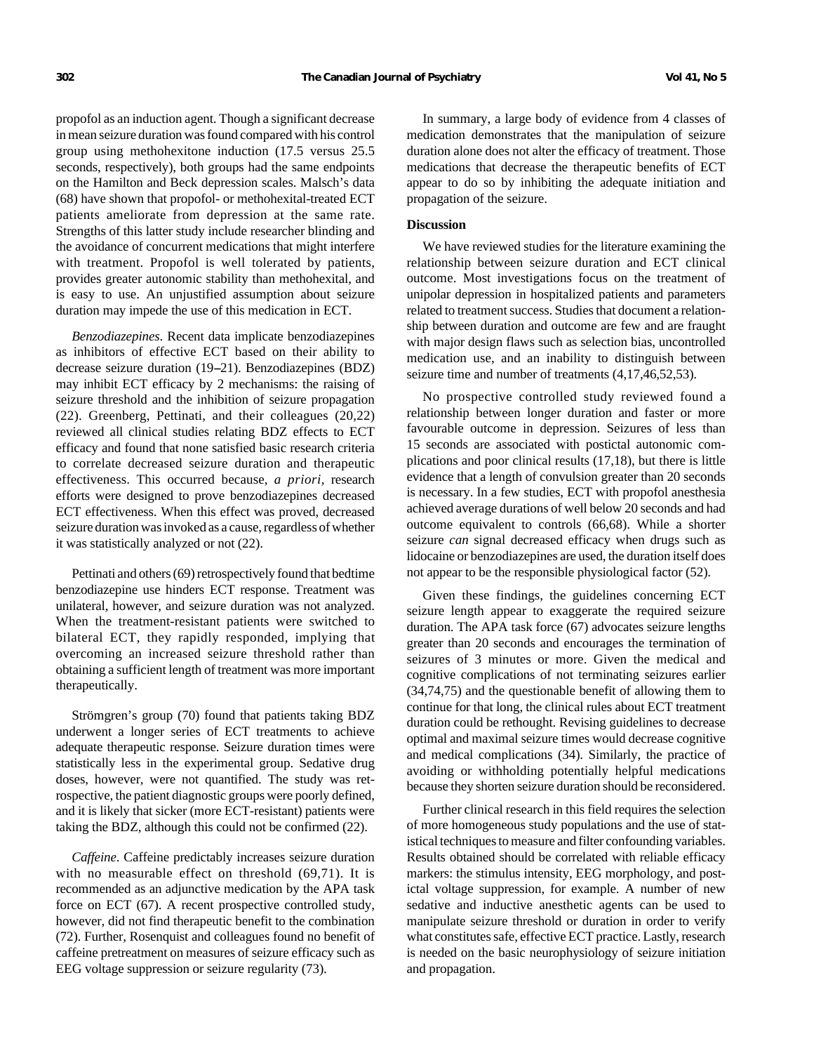propofol as an induction agent. Though a significant decrease in mean seizure duration was found compared with his control group using methohexitone induction (17.5 versus 25.5 seconds, respectively), both groups had the same endpoints on the Hamilton and Beck depression scales. Malsch's data (68) have shown that propofol- or methohexital-treated ECT patients ameliorate from depression at the same rate. Strengths of this latter study include researcher blinding and the avoidance of concurrent medications that might interfere with treatment. Propofol is well tolerated by patients, provides greater autonomic stability than methohexital, and is easy to use. An unjustified assumption about seizure duration may impede the use of this medication in ECT.

*Benzodiazepines*. Recent data implicate benzodiazepines as inhibitors of effective ECT based on their ability to decrease seizure duration (19–21). Benzodiazepines (BDZ) may inhibit ECT efficacy by 2 mechanisms: the raising of seizure threshold and the inhibition of seizure propagation (22). Greenberg, Pettinati, and their colleagues (20,22) reviewed all clinical studies relating BDZ effects to ECT efficacy and found that none satisfied basic research criteria to correlate decreased seizure duration and therapeutic effectiveness. This occurred because, *a priori*, research efforts were designed to prove benzodiazepines decreased ECT effectiveness. When this effect was proved, decreased seizure duration was invoked as a cause, regardless of whether it was statistically analyzed or not (22).

Pettinati and others (69) retrospectively found that bedtime benzodiazepine use hinders ECT response. Treatment was unilateral, however, and seizure duration was not analyzed. When the treatment-resistant patients were switched to bilateral ECT, they rapidly responded, implying that overcoming an increased seizure threshold rather than obtaining a sufficient length of treatment was more important therapeutically.

Strömgren's group (70) found that patients taking BDZ underwent a longer series of ECT treatments to achieve adequate therapeutic response. Seizure duration times were statistically less in the experimental group. Sedative drug doses, however, were not quantified. The study was retrospective, the patient diagnostic groups were poorly defined, and it is likely that sicker (more ECT-resistant) patients were taking the BDZ, although this could not be confirmed (22).

*Caffeine*. Caffeine predictably increases seizure duration with no measurable effect on threshold (69,71). It is recommended as an adjunctive medication by the APA task force on ECT (67). A recent prospective controlled study, however, did not find therapeutic benefit to the combination (72). Further, Rosenquist and colleagues found no benefit of caffeine pretreatment on measures of seizure efficacy such as EEG voltage suppression or seizure regularity (73).

In summary, a large body of evidence from 4 classes of medication demonstrates that the manipulation of seizure duration alone does not alter the efficacy of treatment. Those medications that decrease the therapeutic benefits of ECT appear to do so by inhibiting the adequate initiation and propagation of the seizure.

## Discussion

We have reviewed studies for the literature examining the relationship between seizure duration and ECT clinical outcome. Most investigations focus on the treatment of unipolar depression in hospitalized patients and parameters related to treatment success. Studies that document a relationship between duration and outcome are few and are fraught with major design flaws such as selection bias, uncontrolled medication use, and an inability to distinguish between seizure time and number of treatments (4,17,46,52,53).

No prospective controlled study reviewed found a relationship between longer duration and faster or more favourable outcome in depression. Seizures of less than 15 seconds are associated with postictal autonomic complications and poor clinical results (17,18), but there is little evidence that a length of convulsion greater than 20 seconds is necessary. In a few studies, ECT with propofol anesthesia achieved average durations of well below 20 seconds and had outcome equivalent to controls (66,68). While a shorter seizure *can* signal decreased efficacy when drugs such as lidocaine or benzodiazepines are used, the duration itself does not appear to be the responsible physiological factor (52).

Given these findings, the guidelines concerning ECT seizure length appear to exaggerate the required seizure duration. The APA task force (67) advocates seizure lengths greater than 20 seconds and encourages the termination of seizures of 3 minutes or more. Given the medical and cognitive complications of not terminating seizures earlier (34,74,75) and the questionable benefit of allowing them to continue for that long, the clinical rules about ECT treatment duration could be rethought. Revising guidelines to decrease optimal and maximal seizure times would decrease cognitive and medical complications (34). Similarly, the practice of avoiding or withholding potentially helpful medications because they shorten seizure duration should be reconsidered.

Further clinical research in this field requires the selection of more homogeneous study populations and the use of statistical techniques to measure and filter confounding variables. Results obtained should be correlated with reliable efficacy markers: the stimulus intensity, EEG morphology, and postictal voltage suppression, for example. A number of new sedative and inductive anesthetic agents can be used to manipulate seizure threshold or duration in order to verify what constitutes safe, effective ECT practice. Lastly, research is needed on the basic neurophysiology of seizure initiation and propagation.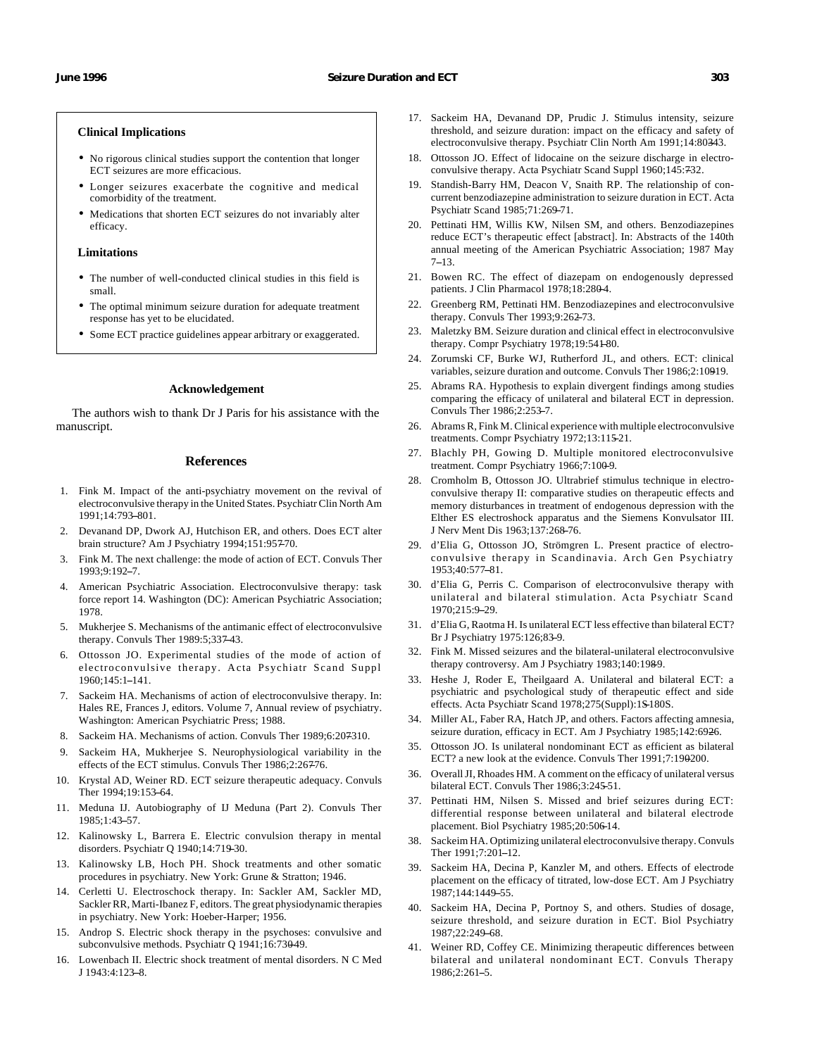### Clinical Implications

- No rigorous clinical studies support the contention that longer ECT seizures are more efficacious.
- Longer seizures exacerbate the cognitive and medical comorbidity of the treatment.
- Medications that shorten ECT seizures do not invariably alter efficacy.

### Limitations

- The number of well-conducted clinical studies in this field is small.
- The optimal minimum seizure duration for adequate treatment response has yet to be elucidated.
- Some ECT practice guidelines appear arbitrary or exaggerated.

## Acknowledgement

The authors wish to thank Dr J Paris for his assistance with the manuscript.

## References

1. Fink M. Impact of the anti-psychiatry movement on the revival of electroconvulsive therapy in the United States. Psychiatr Clin North Am 1991;14:793–801.
2. Devanand DP, Dwork AJ, Hutchison ER, and others. Does ECT alter brain structure? Am J Psychiatry 1994;151:957–70.
3. Fink M. The next challenge: the mode of action of ECT. Convuls Ther 1993;9:192–7.
4. American Psychiatric Association. Electroconvulsive therapy: task force report 14. Washington (DC): American Psychiatric Association; 1978.
5. Mukherjee S. Mechanisms of the antimanic effect of electroconvulsive therapy. Convuls Ther 1989:5;337–43.
6. Ottosson JO. Experimental studies of the mode of action of electroconvulsive therapy. Acta Psychiatr Scand Suppl 1960;145:1–141.
7. Sackeim HA. Mechanisms of action of electroconvulsive therapy. In: Hales RE, Frances J, editors. Volume 7, Annual review of psychiatry. Washington: American Psychiatric Press; 1988.
8. Sackeim HA. Mechanisms of action. Convuls Ther 1989;6:207–310.
9. Sackeim HA, Mukherjee S. Neurophysiological variability in the effects of the ECT stimulus. Convuls Ther 1986;2:267–76.
10. Krystal AD, Weiner RD. ECT seizure therapeutic adequacy. Convuls Ther 1994;19:153–64.
11. Meduna IJ. Autobiography of IJ Meduna (Part 2). Convuls Ther 1985;1:43–57.
12. Kalinowsky L, Barrera E. Electric convulsion therapy in mental disorders. Psychiatr Q 1940;14:719–30.
13. Kalinowsky LB, Hoch PH. Shock treatments and other somatic procedures in psychiatry. New York: Grune & Stratton; 1946.
14. Cerletti U. Electroschock therapy. In: Sackler AM, Sackler MD, Sackler RR, Marti-Ibanez F, editors. The great physiodynamic therapies in psychiatry. New York: Hoeber-Harper; 1956.
15. Androp S. Electric shock therapy in the psychoses: convulsive and subconvulsive methods. Psychiatr Q 1941;16:730–49.
16. Lowenbach II. Electric shock treatment of mental disorders. N C Med J 1943:4:123–8.
17. Sackeim HA, Devanand DP, Prudic J. Stimulus intensity, seizure threshold, and seizure duration: impact on the efficacy and safety of electroconvulsive therapy. Psychiatr Clin North Am 1991;14:803–43.
18. Ottosson JO. Effect of lidocaine on the seizure discharge in electroconvulsive therapy. Acta Psychiatr Scand Suppl 1960;145:7–32.
19. Standish-Barry HM, Deacon V, Snaith RP. The relationship of concurrent benzodiazepine administration to seizure duration in ECT. Acta Psychiatr Scand 1985;71:269–71.
20. Pettinati HM, Willis KW, Nilsen SM, and others. Benzodiazepines reduce ECT's therapeutic effect [abstract]. In: Abstracts of the 140th annual meeting of the American Psychiatric Association; 1987 May 7–13.
21. Bowen RC. The effect of diazepam on endogenously depressed patients. J Clin Pharmacol 1978;18:280–4.
22. Greenberg RM, Pettinati HM. Benzodiazepines and electroconvulsive therapy. Convuls Ther 1993;9:262–73.
23. Maletzky BM. Seizure duration and clinical effect in electroconvulsive therapy. Compr Psychiatry 1978;19:541–80.
24. Zorumski CF, Burke WJ, Rutherford JL, and others. ECT: clinical variables, seizure duration and outcome. Convuls Ther 1986;2:109–19.
25. Abrams RA. Hypothesis to explain divergent findings among studies comparing the efficacy of unilateral and bilateral ECT in depression. Convuls Ther 1986;2:253–7.
26. Abrams R, Fink M. Clinical experience with multiple electroconvulsive treatments. Compr Psychiatry 1972;13:115–21.
27. Blachly PH, Gowing D. Multiple monitored electroconvulsive treatment. Compr Psychiatry 1966;7:100–9.
28. Cromholm B, Ottosson JO. Ultrabrief stimulus technique in electroconvulsive therapy II: comparative studies on therapeutic effects and memory disturbances in treatment of endogenous depression with the Elther ES electroshock apparatus and the Siemens Konvulsator III. J Nerv Ment Dis 1963;137:268–76.
29. d'Elia G, Ottosson JO, Strömgren L. Present practice of electroconvulsive therapy in Scandinavia. Arch Gen Psychiatry 1953;40:577–81.
30. d'Elia G, Perris C. Comparison of electroconvulsive therapy with unilateral and bilateral stimulation. Acta Psychiatr Scand 1970;215:9–29.
31. d'Elia G, Raotma H. Is unilateral ECT less effective than bilateral ECT? Br J Psychiatry 1975:126;83–9.
32. Fink M. Missed seizures and the bilateral-unilateral electroconvulsive therapy controversy. Am J Psychiatry 1983;140:198–9.
33. Heshe J, Roder E, Theilgaard A. Unilateral and bilateral ECT: a psychiatric and psychological study of therapeutic effect and side effects. Acta Psychiatr Scand 1978;275(Suppl):1S–180S.
34. Miller AL, Faber RA, Hatch JP, and others. Factors affecting amnesia, seizure duration, efficacy in ECT. Am J Psychiatry 1985;142:69–26.
35. Ottosson JO. Is unilateral nondominant ECT as efficient as bilateral ECT? a new look at the evidence. Convuls Ther 1991;7:190–200.
36. Overall JI, Rhoades HM. A comment on the efficacy of unilateral versus bilateral ECT. Convuls Ther 1986;3:245–51.
37. Pettinati HM, Nilsen S. Missed and brief seizures during ECT: differential response between unilateral and bilateral electrode placement. Biol Psychiatry 1985;20:506–14.
38. Sackeim HA. Optimizing unilateral electroconvulsive therapy. Convuls Ther 1991;7:201–12.
39. Sackeim HA, Decina P, Kanzler M, and others. Effects of electrode placement on the efficacy of titrated, low-dose ECT. Am J Psychiatry 1987;144:1449–55.
40. Sackeim HA, Decina P, Portnoy S, and others. Studies of dosage, seizure threshold, and seizure duration in ECT. Biol Psychiatry 1987;22:249–68.
41. Weiner RD, Coffey CE. Minimizing therapeutic differences between bilateral and unilateral nondominant ECT. Convuls Therapy 1986;2:261–5.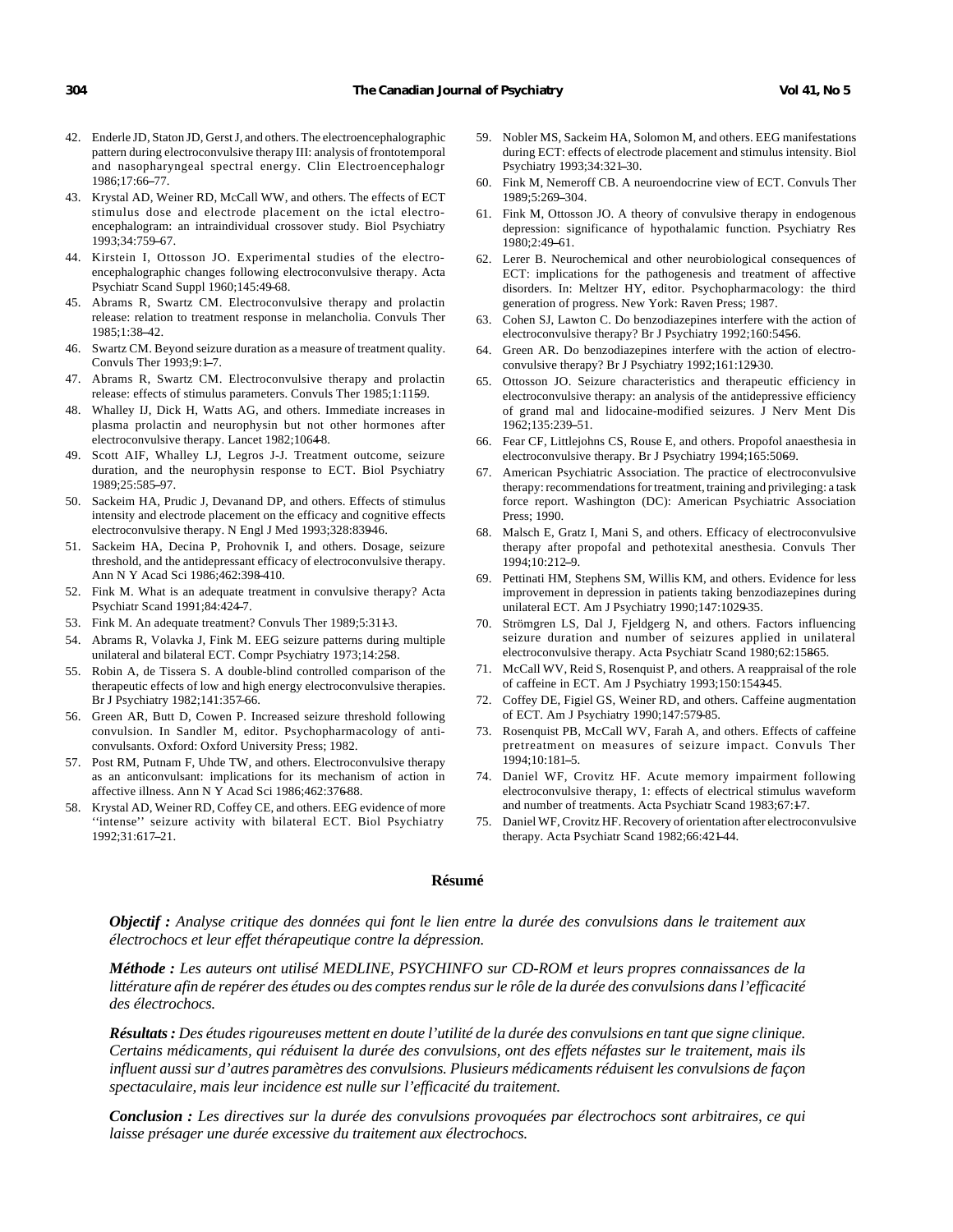42. Enderle JD, Staton JD, Gerst J, and others. The electroencephalographic pattern during electroconvulsive therapy III: analysis of frontotemporal and nasopharyngeal spectral energy. Clin Electroencephalogr 1986;17:66–77.
43. Krystal AD, Weiner RD, McCall WW, and others. The effects of ECT stimulus dose and electrode placement on the ictal electroencephalogram: an intraindividual crossover study. Biol Psychiatry 1993;34:759–67.
44. Kirstein I, Ottosson JO. Experimental studies of the electroencephalographic changes following electroconvulsive therapy. Acta Psychiatr Scand Suppl 1960;145:49–68.
45. Abrams R, Swartz CM. Electroconvulsive therapy and prolactin release: relation to treatment response in melancholia. Convuls Ther 1985;1:38–42.
46. Swartz CM. Beyond seizure duration as a measure of treatment quality. Convuls Ther 1993;9:1–7.
47. Abrams R, Swartz CM. Electroconvulsive therapy and prolactin release: effects of stimulus parameters. Convuls Ther 1985;1:115–9.
48. Whalley IJ, Dick H, Watts AG, and others. Immediate increases in plasma prolactin and neurophysin but not other hormones after electroconvulsive therapy. Lancet 1982;1064–8.
49. Scott AIF, Whalley LJ, Legros J-J. Treatment outcome, seizure duration, and the neurophysin response to ECT. Biol Psychiatry 1989;25:585–97.
50. Sackeim HA, Prudic J, Devanand DP, and others. Effects of stimulus intensity and electrode placement on the efficacy and cognitive effects electroconvulsive therapy. N Engl J Med 1993;328:839–46.
51. Sackeim HA, Decina P, Prohovnik I, and others. Dosage, seizure threshold, and the antidepressant efficacy of electroconvulsive therapy. Ann N Y Acad Sci 1986;462:398–410.
52. Fink M. What is an adequate treatment in convulsive therapy? Acta Psychiatr Scand 1991;84:424–7.
53. Fink M. An adequate treatment? Convuls Ther 1989;5:311–3.
54. Abrams R, Volavka J, Fink M. EEG seizure patterns during multiple unilateral and bilateral ECT. Compr Psychiatry 1973;14:25–8.
55. Robin A, de Tissera S. A double-blind controlled comparison of the therapeutic effects of low and high energy electroconvulsive therapies. Br J Psychiatry 1982;141:357–66.
56. Green AR, Butt D, Cowen P. Increased seizure threshold following convulsion. In Sandler M, editor. Psychopharmacology of anticonvulsants. Oxford: Oxford University Press; 1982.
57. Post RM, Putnam F, Uhde TW, and others. Electroconvulsive therapy as an anticonvulsant: implications for its mechanism of action in affective illness. Ann N Y Acad Sci 1986;462:376–88.
58. Krystal AD, Weiner RD, Coffey CE, and others. EEG evidence of more ''intense'' seizure activity with bilateral ECT. Biol Psychiatry 1992;31:617–21.
59. Nobler MS, Sackeim HA, Solomon M, and others. EEG manifestations during ECT: effects of electrode placement and stimulus intensity. Biol Psychiatry 1993;34:321–30.
60. Fink M, Nemeroff CB. A neuroendocrine view of ECT. Convuls Ther 1989;5:269–304.
61. Fink M, Ottosson JO. A theory of convulsive therapy in endogenous depression: significance of hypothalamic function. Psychiatry Res 1980;2:49–61.
62. Lerer B. Neurochemical and other neurobiological consequences of ECT: implications for the pathogenesis and treatment of affective disorders. In: Meltzer HY, editor. Psychopharmacology: the third generation of progress. New York: Raven Press; 1987.
63. Cohen SJ, Lawton C. Do benzodiazepines interfere with the action of electroconvulsive therapy? Br J Psychiatry 1992;160:545–6.
64. Green AR. Do benzodiazepines interfere with the action of electroconvulsive therapy? Br J Psychiatry 1992;161:129–30.
65. Ottosson JO. Seizure characteristics and therapeutic efficiency in electroconvulsive therapy: an analysis of the antidepressive efficiency of grand mal and lidocaine-modified seizures. J Nerv Ment Dis 1962;135:239–51.
66. Fear CF, Littlejohns CS, Rouse E, and others. Propofol anaesthesia in electroconvulsive therapy. Br J Psychiatry 1994;165:506–9.
67. American Psychiatric Association. The practice of electroconvulsive therapy: recommendations for treatment, training and privileging: a task force report. Washington (DC): American Psychiatric Association Press; 1990.
68. Malsch E, Gratz I, Mani S, and others. Efficacy of electroconvulsive therapy after propofal and pethotexital anesthesia. Convuls Ther 1994;10:212–9.
69. Pettinati HM, Stephens SM, Willis KM, and others. Evidence for less improvement in depression in patients taking benzodiazepines during unilateral ECT. Am J Psychiatry 1990;147:1029–35.
70. Strömgren LS, Dal J, Fjeldgerg N, and others. Factors influencing seizure duration and number of seizures applied in unilateral electroconvulsive therapy. Acta Psychiatr Scand 1980;62:158–65.
71. McCall WV, Reid S, Rosenquist P, and others. A reappraisal of the role of caffeine in ECT. Am J Psychiatry 1993;150:1543–45.
72. Coffey DE, Figiel GS, Weiner RD, and others. Caffeine augmentation of ECT. Am J Psychiatry 1990;147:579–85.
73. Rosenquist PB, McCall WV, Farah A, and others. Effects of caffeine pretreatment on measures of seizure impact. Convuls Ther 1994;10:181–5.
74. Daniel WF, Crovitz HF. Acute memory impairment following electroconvulsive therapy, 1: effects of electrical stimulus waveform and number of treatments. Acta Psychiatr Scand 1983;67:1–7.
75. Daniel WF, Crovitz HF. Recovery of orientation after electroconvulsive therapy. Acta Psychiatr Scand 1982;66:421–44.

## Résumé

***Objectif :*** *Analyse critique des données qui font le lien entre la durée des convulsions dans le traitement aux électrochocs et leur effet thérapeutique contre la dépression.*

***Méthode :*** *Les auteurs ont utilisé MEDLINE, PSYCHINFO sur CD-ROM et leurs propres connaissances de la littérature afin de repérer des études ou des comptes rendus sur le rôle de la durée des convulsions dans l'efficacité des électrochocs.*

***Résultats :*** *Des études rigoureuses mettent en doute l'utilité de la durée des convulsions en tant que signe clinique. Certains médicaments, qui réduisent la durée des convulsions, ont des effets néfastes sur le traitement, mais ils influent aussi sur d'autres paramètres des convulsions. Plusieurs médicaments réduisent les convulsions de façon spectaculaire, mais leur incidence est nulle sur l'efficacité du traitement.*

***Conclusion :*** *Les directives sur la durée des convulsions provoquées par électrochocs sont arbitraires, ce qui laisse présager une durée excessive du traitement aux électrochocs.*